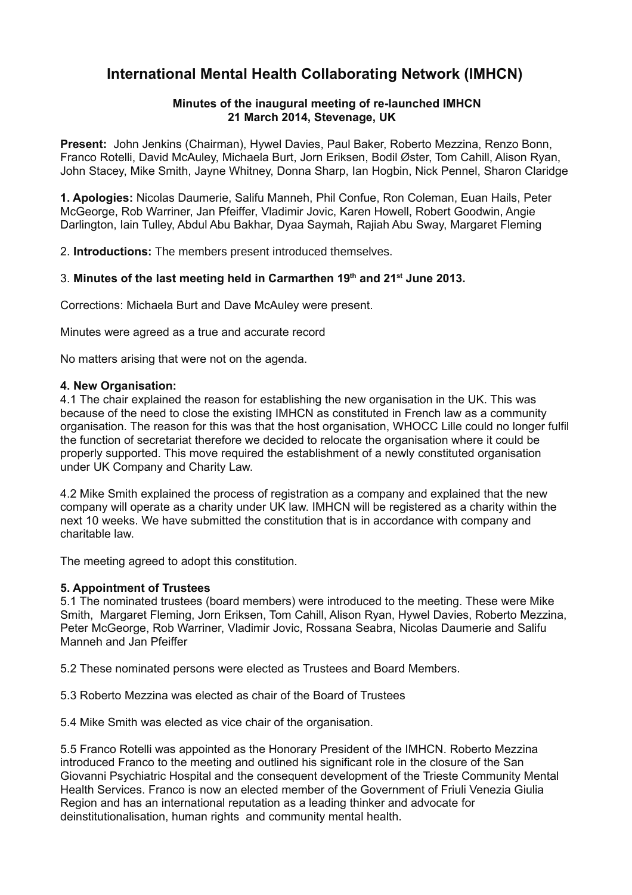# International Mental Health Collaborating Network (IMHCN)

**Minutes of the inaugural meeting of re-launched IMHCN**
**21 March 2014, Stevenage, UK**

**Present:** John Jenkins (Chairman), Hywel Davies, Paul Baker, Roberto Mezzina, Renzo Bonn, Franco Rotelli, David McAuley, Michaela Burt, Jorn Eriksen, Bodil Øster, Tom Cahill, Alison Ryan, John Stacey, Mike Smith, Jayne Whitney, Donna Sharp, Ian Hogbin, Nick Pennel, Sharon Claridge

**1. Apologies:** Nicolas Daumerie, Salifu Manneh, Phil Confue, Ron Coleman, Euan Hails, Peter McGeorge, Rob Warriner, Jan Pfeiffer, Vladimir Jovic, Karen Howell, Robert Goodwin, Angie Darlington, Iain Tulley, Abdul Abu Bakhar, Dyaa Saymah, Rajiah Abu Sway, Margaret Fleming

2. **Introductions:** The members present introduced themselves.

3. **Minutes of the last meeting held in Carmarthen 19th and 21st June 2013.**

Corrections: Michaela Burt and Dave McAuley were present.

Minutes were agreed as a true and accurate record

No matters arising that were not on the agenda.

**4. New Organisation:**

4.1 The chair explained the reason for establishing the new organisation in the UK. This was because of the need to close the existing IMHCN as constituted in French law as a community organisation. The reason for this was that the host organisation, WHOCC Lille could no longer fulfil the function of secretariat therefore we decided to relocate the organisation where it could be properly supported. This move required the establishment of a newly constituted organisation under UK Company and Charity Law.

4.2 Mike Smith explained the process of registration as a company and explained that the new company will operate as a charity under UK law. IMHCN will be registered as a charity within the next 10 weeks. We have submitted the constitution that is in accordance with company and charitable law.

The meeting agreed to adopt this constitution.

**5. Appointment of Trustees**

5.1 The nominated trustees (board members) were introduced to the meeting. These were Mike Smith, Margaret Fleming, Jorn Eriksen, Tom Cahill, Alison Ryan, Hywel Davies, Roberto Mezzina, Peter McGeorge, Rob Warriner, Vladimir Jovic, Rossana Seabra, Nicolas Daumerie and Salifu Manneh and Jan Pfeiffer

5.2 These nominated persons were elected as Trustees and Board Members.

5.3 Roberto Mezzina was elected as chair of the Board of Trustees

5.4 Mike Smith was elected as vice chair of the organisation.

5.5 Franco Rotelli was appointed as the Honorary President of the IMHCN. Roberto Mezzina introduced Franco to the meeting and outlined his significant role in the closure of the San Giovanni Psychiatric Hospital and the consequent development of the Trieste Community Mental Health Services. Franco is now an elected member of the Government of Friuli Venezia Giulia Region and has an international reputation as a leading thinker and advocate for deinstitutionalisation, human rights and community mental health.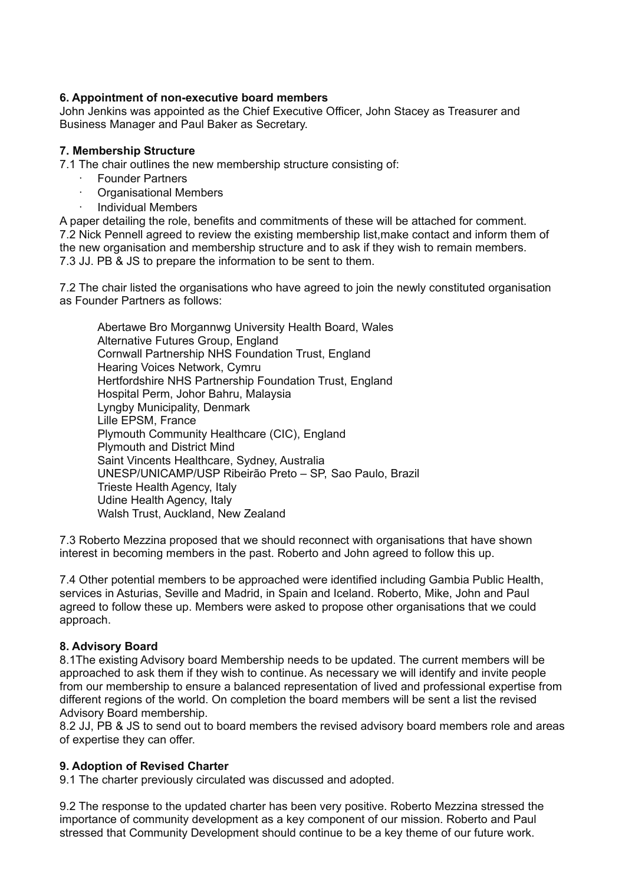**6. Appointment of non-executive board members**

John Jenkins was appointed as the Chief Executive Officer, John Stacey as Treasurer and Business Manager and Paul Baker as Secretary.

**7. Membership Structure**

7.1 The chair outlines the new membership structure consisting of:

- Founder Partners
- Organisational Members
- Individual Members

A paper detailing the role, benefits and commitments of these will be attached for comment.
7.2 Nick Pennell agreed to review the existing membership list,make contact and inform them of the new organisation and membership structure and to ask if they wish to remain members.
7.3 JJ. PB & JS to prepare the information to be sent to them.

7.2 The chair listed the organisations who have agreed to join the newly constituted organisation as Founder Partners as follows:

Abertawe Bro Morgannwg University Health Board, Wales
Alternative Futures Group, England
Cornwall Partnership NHS Foundation Trust, England
Hearing Voices Network, Cymru
Hertfordshire NHS Partnership Foundation Trust, England
Hospital Perm, Johor Bahru, Malaysia
Lyngby Municipality, Denmark
Lille EPSM, France
Plymouth Community Healthcare (CIC), England
Plymouth and District Mind
Saint Vincents Healthcare, Sydney, Australia
UNESP/UNICAMP/USP Ribeirão Preto – SP, Sao Paulo, Brazil
Trieste Health Agency, Italy
Udine Health Agency, Italy
Walsh Trust, Auckland, New Zealand

7.3 Roberto Mezzina proposed that we should reconnect with organisations that have shown interest in becoming members in the past. Roberto and John agreed to follow this up.

7.4 Other potential members to be approached were identified including Gambia Public Health, services in Asturias, Seville and Madrid, in Spain and Iceland. Roberto, Mike, John and Paul agreed to follow these up. Members were asked to propose other organisations that we could approach.

**8. Advisory Board**

8.1The existing Advisory board Membership needs to be updated. The current members will be approached to ask them if they wish to continue. As necessary we will identify and invite people from our membership to ensure a balanced representation of lived and professional expertise from different regions of the world. On completion the board members will be sent a list the revised Advisory Board membership.
8.2 JJ, PB & JS to send out to board members the revised advisory board members role and areas of expertise they can offer.

**9. Adoption of Revised Charter**

9.1 The charter previously circulated was discussed and adopted.

9.2 The response to the updated charter has been very positive. Roberto Mezzina stressed the importance of community development as a key component of our mission. Roberto and Paul stressed that Community Development should continue to be a key theme of our future work.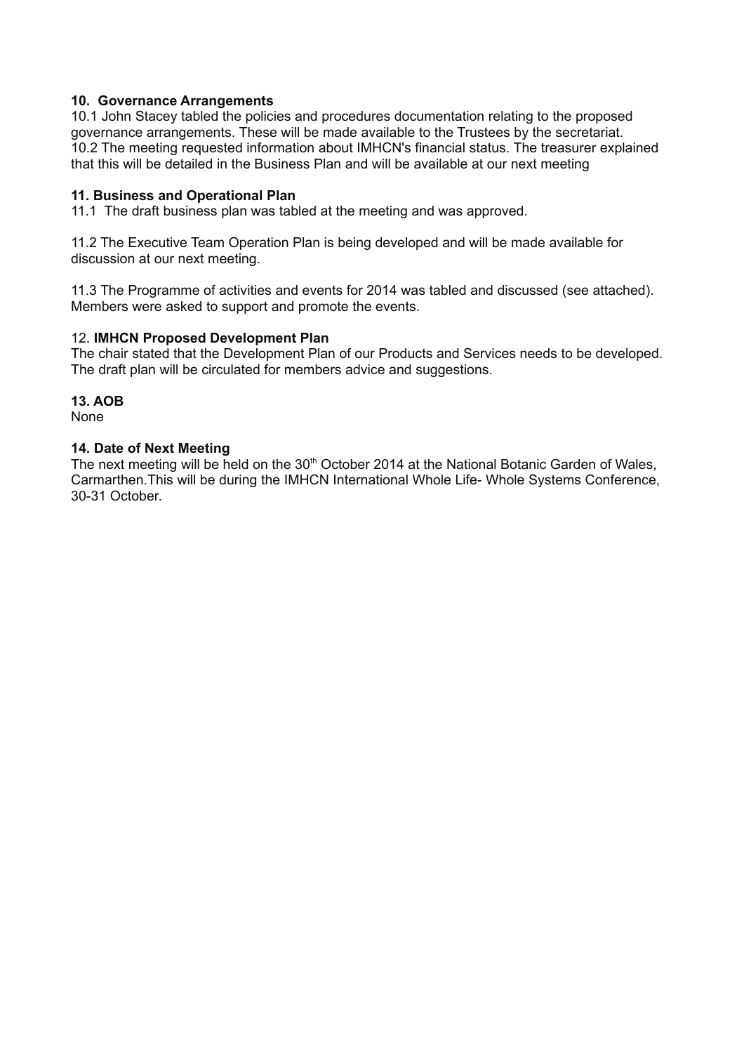**10. Governance Arrangements**

10.1 John Stacey tabled the policies and procedures documentation relating to the proposed governance arrangements. These will be made available to the Trustees by the secretariat.
10.2 The meeting requested information about IMHCN's financial status. The treasurer explained that this will be detailed in the Business Plan and will be available at our next meeting

**11. Business and Operational Plan**

11.1 The draft business plan was tabled at the meeting and was approved.

11.2 The Executive Team Operation Plan is being developed and will be made available for discussion at our next meeting.

11.3 The Programme of activities and events for 2014 was tabled and discussed (see attached). Members were asked to support and promote the events.

12. **IMHCN Proposed Development Plan**

The chair stated that the Development Plan of our Products and Services needs to be developed. The draft plan will be circulated for members advice and suggestions.

**13. AOB**

None

**14. Date of Next Meeting**

The next meeting will be held on the 30th October 2014 at the National Botanic Garden of Wales, Carmarthen.This will be during the IMHCN International Whole Life- Whole Systems Conference, 30-31 October.